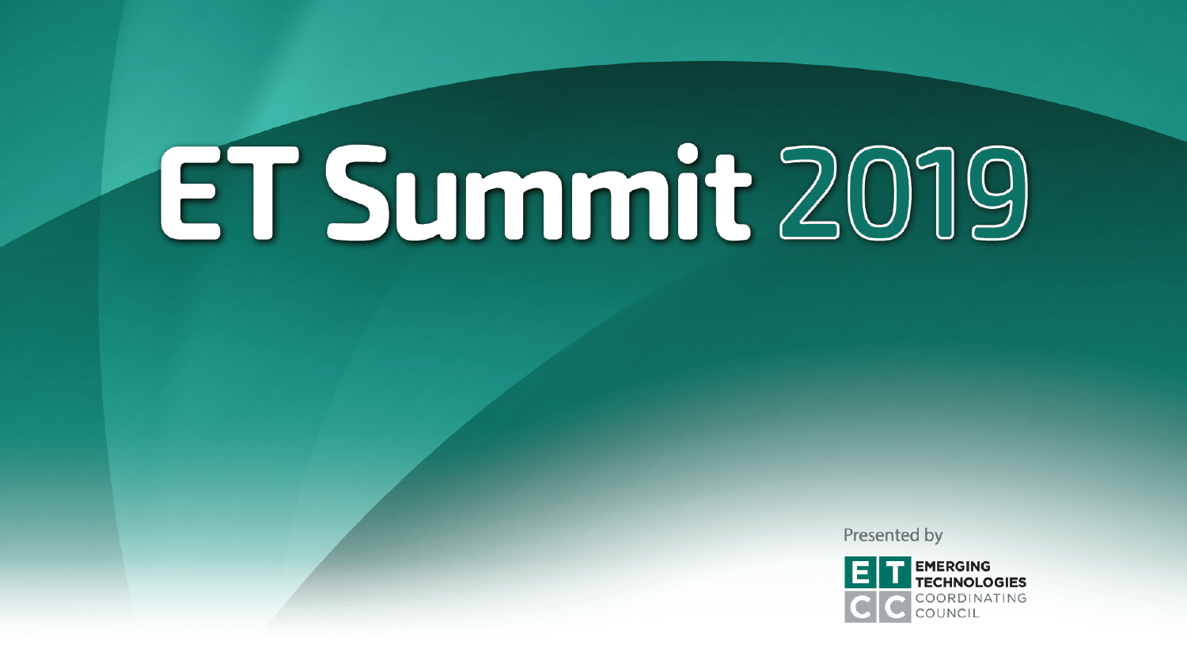# ET Summit 2019

Presented by

EMERGING TECHNOLOGIES COORDINATING COUNCIL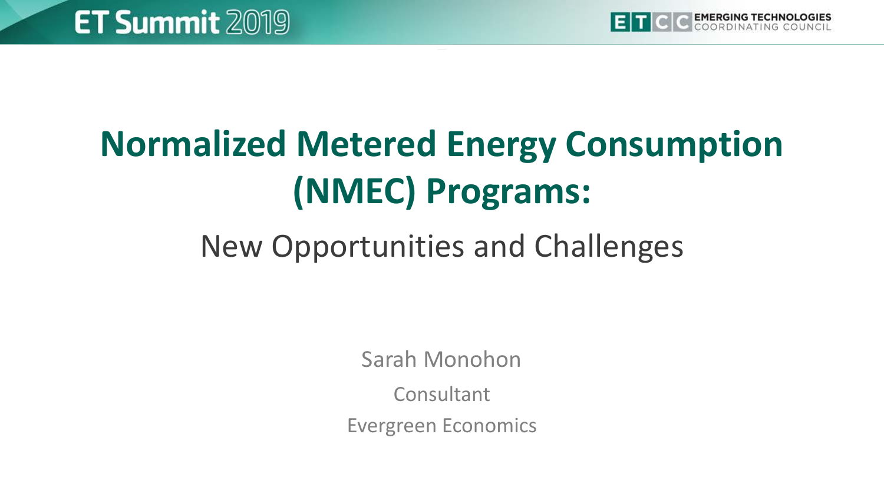# Normalized Metered Energy Consumption (NMEC) Programs:

## New Opportunities and Challenges

Sarah Monohon

Consultant

Evergreen Economics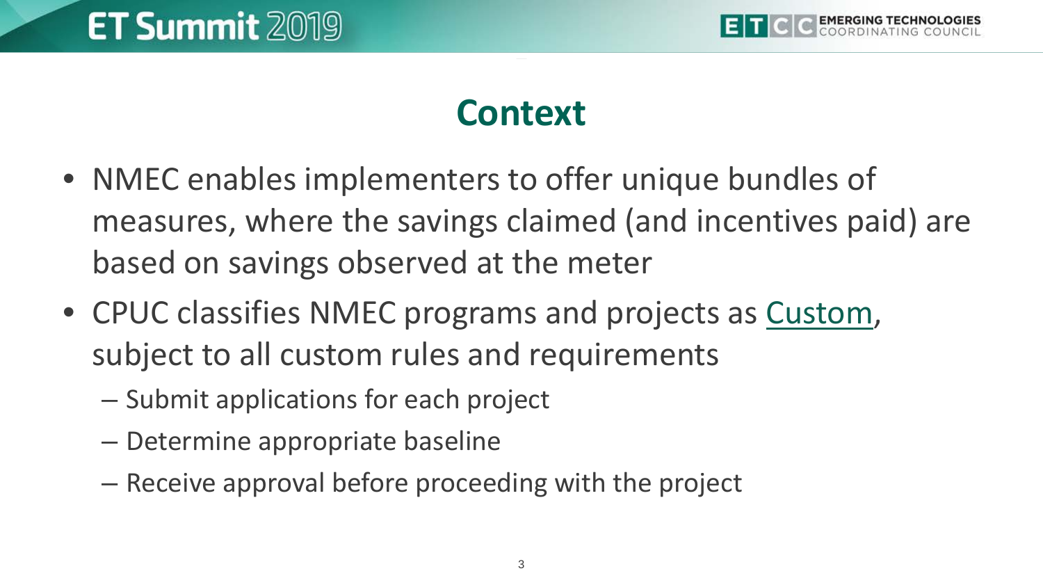# Context

- NMEC enables implementers to offer unique bundles of measures, where the savings claimed (and incentives paid) are based on savings observed at the meter
- CPUC classifies NMEC programs and projects as Custom, subject to all custom rules and requirements
  - Submit applications for each project
  - Determine appropriate baseline
  - Receive approval before proceeding with the project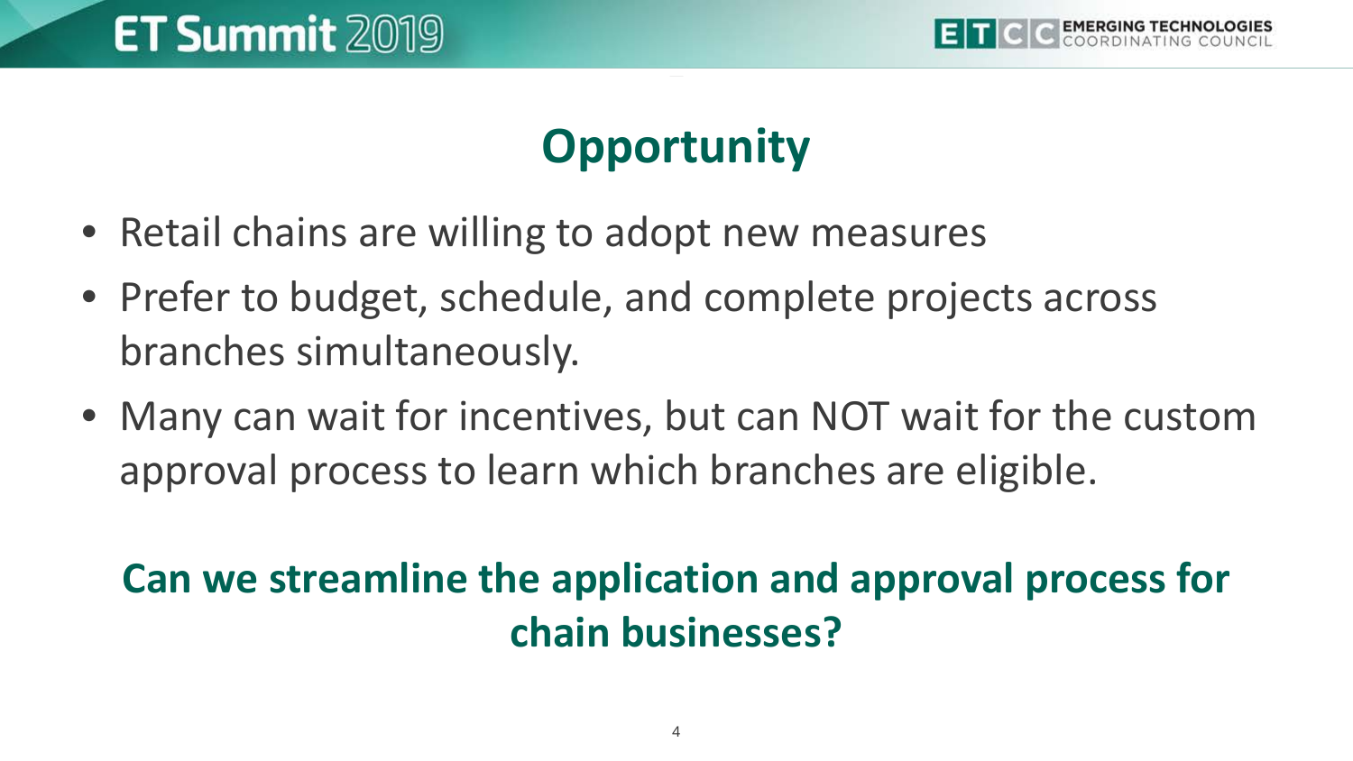# Opportunity

- Retail chains are willing to adopt new measures
- Prefer to budget, schedule, and complete projects across branches simultaneously.
- Many can wait for incentives, but can NOT wait for the custom approval process to learn which branches are eligible.

**Can we streamline the application and approval process for chain businesses?**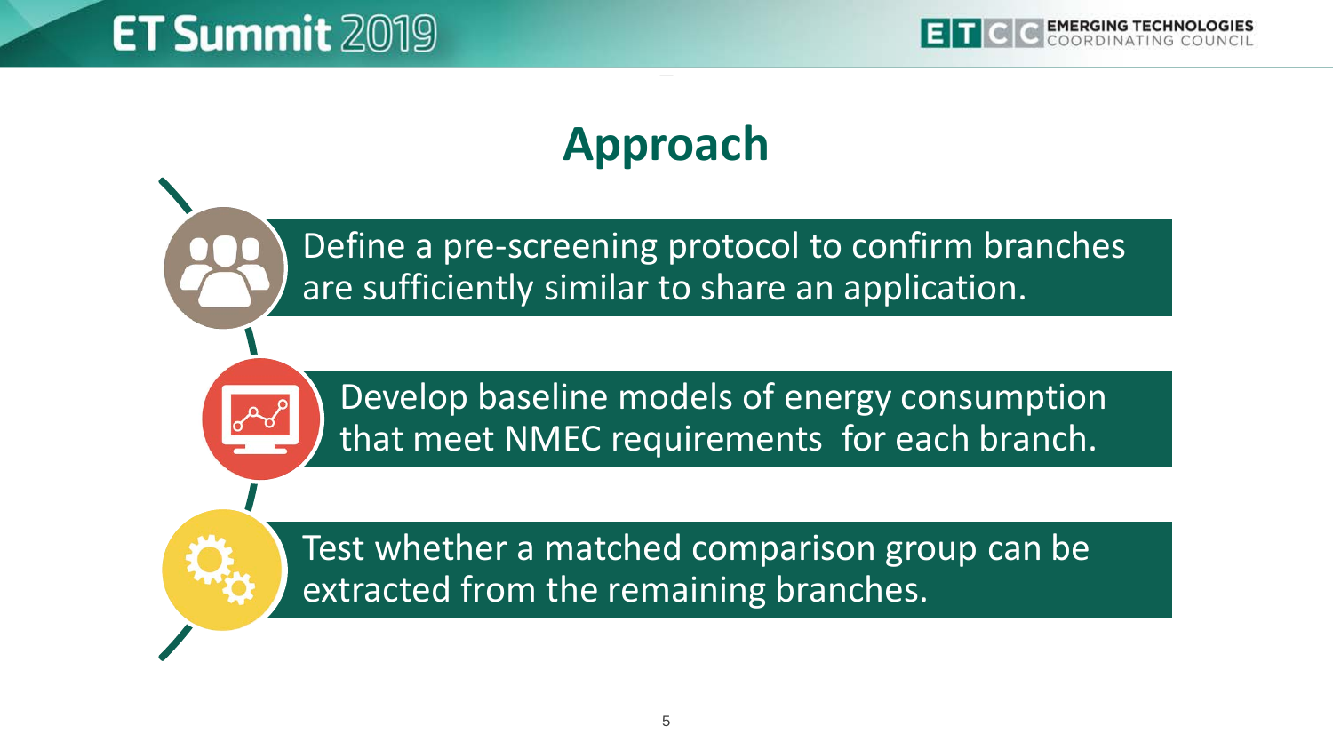# Approach

- Define a pre-screening protocol to confirm branches are sufficiently similar to share an application.
- Develop baseline models of energy consumption that meet NMEC requirements for each branch.
- Test whether a matched comparison group can be extracted from the remaining branches.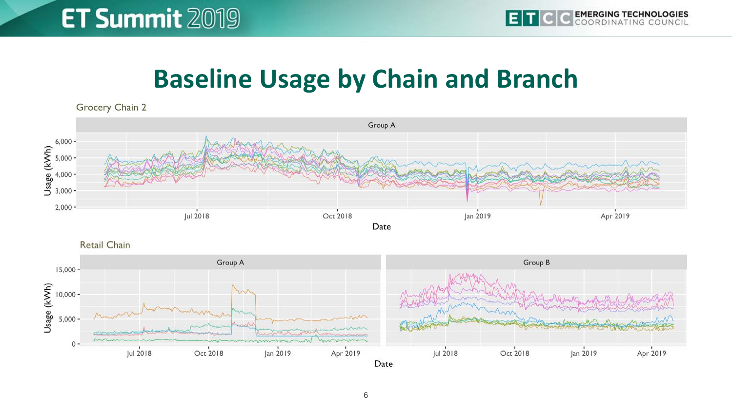# Baseline Usage by Chain and Branch

Grocery Chain 2

Group A

Usage (kWh)

6,000
5,000
4,000
3,000
2,000

Jul 2018 | Oct 2018 | Jan 2019 | Apr 2019

Date

Retail Chain

Group A | Group B

Usage (kWh)

15,000
10,000
5,000
0

Jul 2018 | Oct 2018 | Jan 2019 | Apr 2019

Date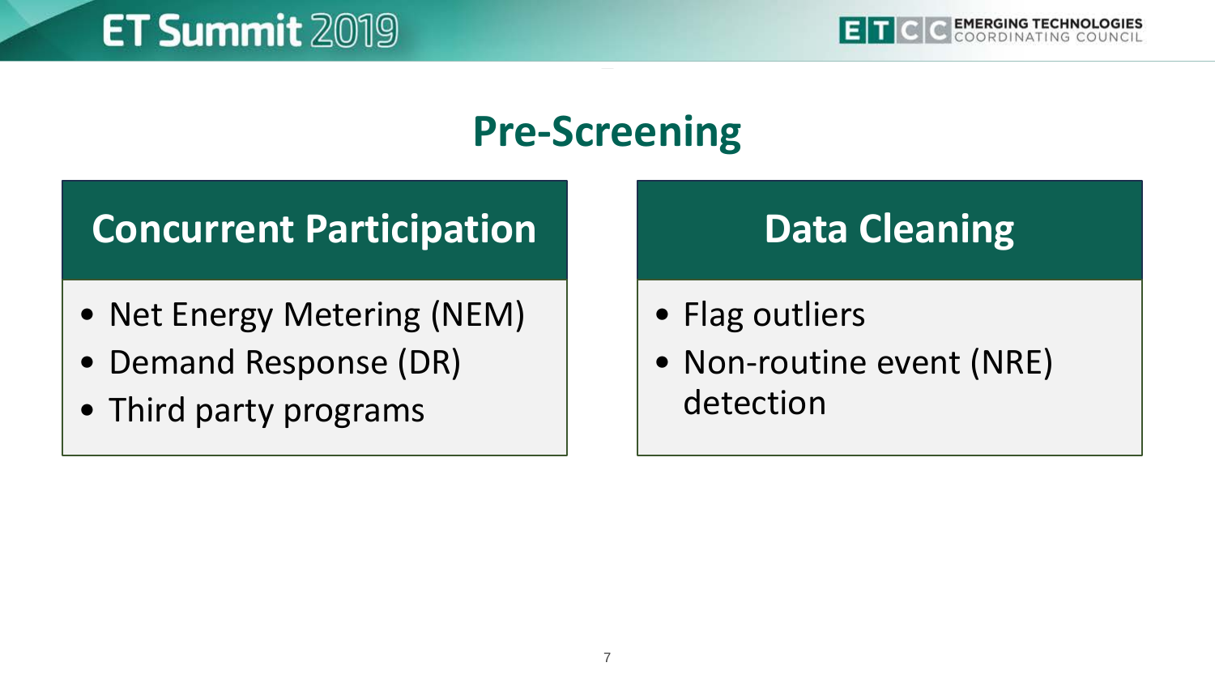# Pre-Screening

## Concurrent Participation

- Net Energy Metering (NEM)
- Demand Response (DR)
- Third party programs

## Data Cleaning

- Flag outliers
- Non-routine event (NRE) detection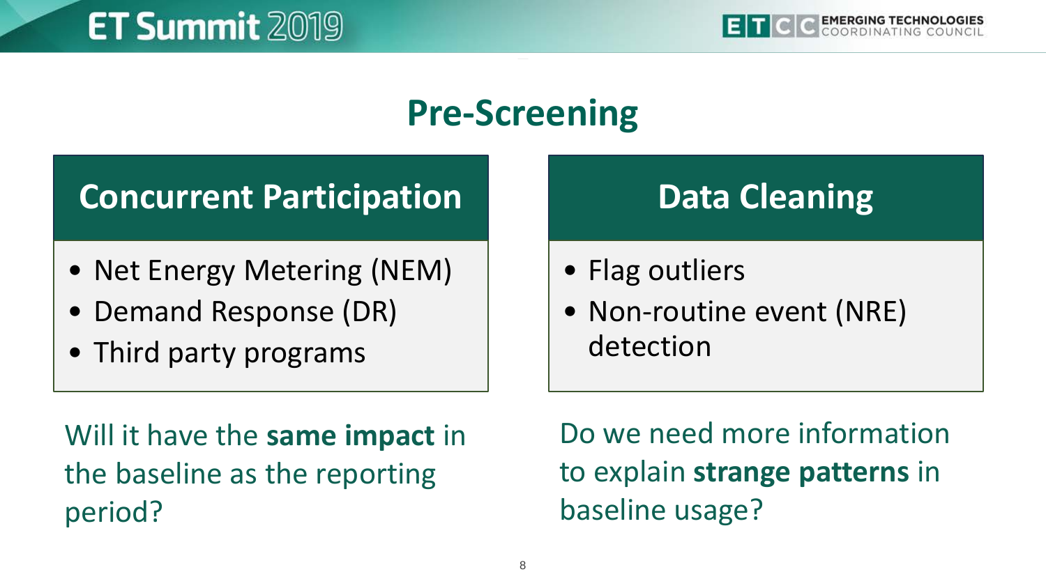# Pre-Screening

## Concurrent Participation

- Net Energy Metering (NEM)
- Demand Response (DR)
- Third party programs

Will it have the **same impact** in the baseline as the reporting period?

## Data Cleaning

- Flag outliers
- Non-routine event (NRE) detection

Do we need more information to explain **strange patterns** in baseline usage?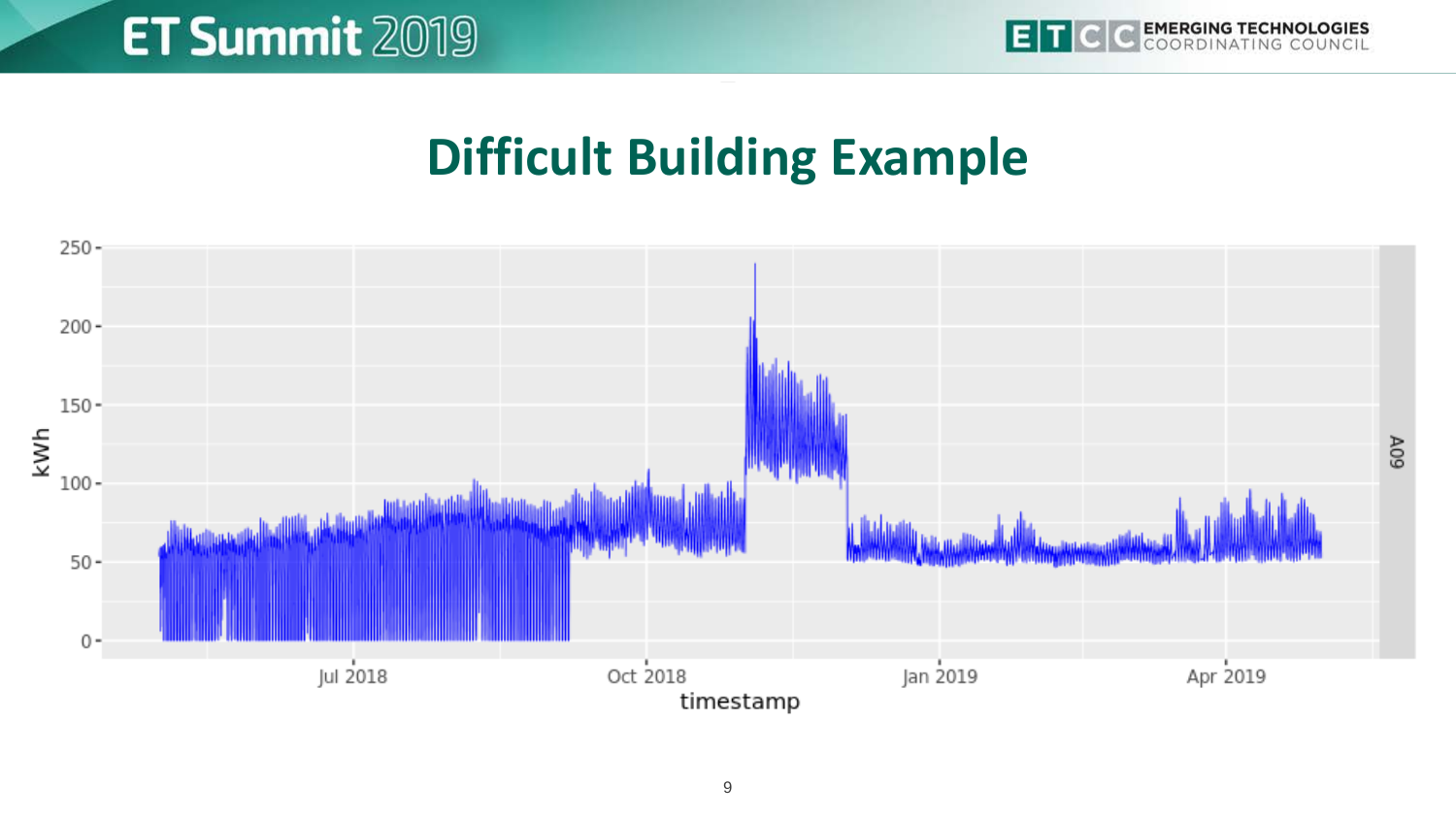# Difficult Building Example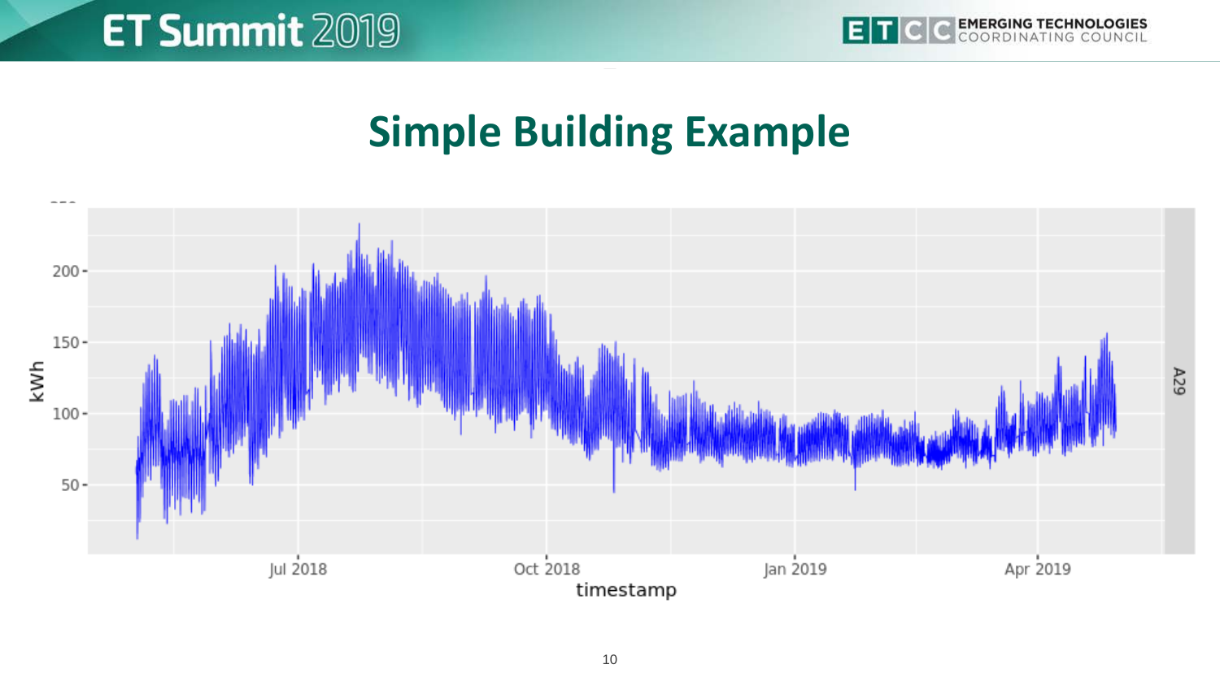# Simple Building Example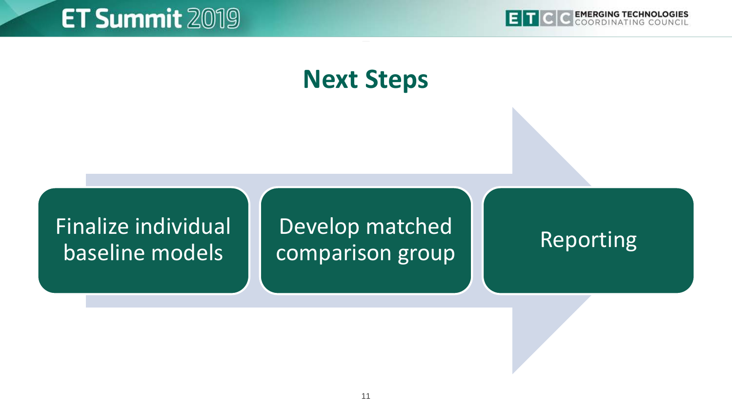# Next Steps

1. Finalize individual baseline models
2. Develop matched comparison group
3. Reporting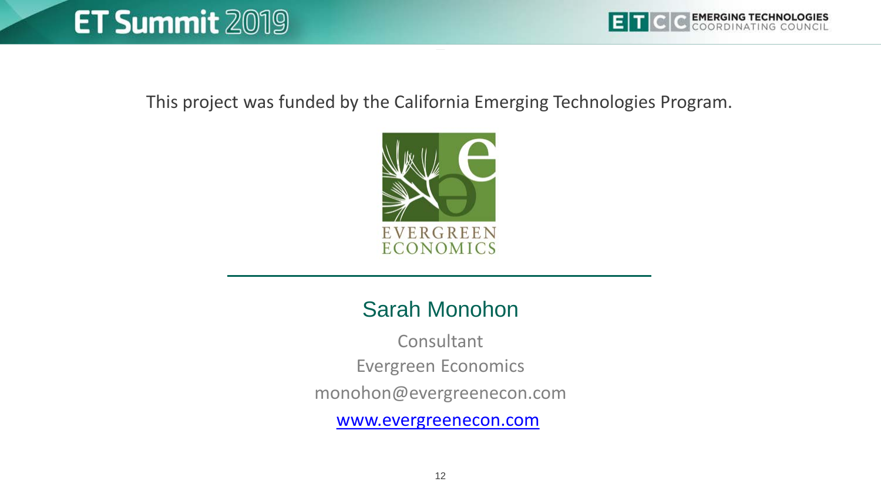This project was funded by the California Emerging Technologies Program.

EVERGREEN ECONOMICS

## Sarah Monohon

Consultant

Evergreen Economics

monohon@evergreenecon.com

[www.evergreenecon.com](http://www.evergreenecon.com)